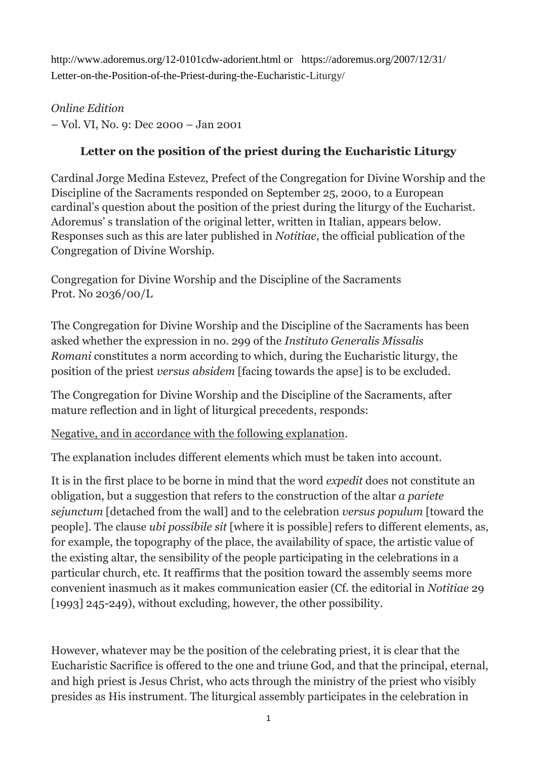http://www.adoremus.org/12-0101cdw-adorient.html or https://adoremus.org/2007/12/31/Letter-on-the-Position-of-the-Priest-during-the-Eucharistic-Liturgy/

*Online Edition*
– Vol. VI, No. 9: Dec 2000 – Jan 2001

## Letter on the position of the priest during the Eucharistic Liturgy

Cardinal Jorge Medina Estevez, Prefect of the Congregation for Divine Worship and the Discipline of the Sacraments responded on September 25, 2000, to a European cardinal's question about the position of the priest during the liturgy of the Eucharist. Adoremus' s translation of the original letter, written in Italian, appears below. Responses such as this are later published in *Notitiae*, the official publication of the Congregation of Divine Worship.

Congregation for Divine Worship and the Discipline of the Sacraments
Prot. No 2036/00/L

The Congregation for Divine Worship and the Discipline of the Sacraments has been asked whether the expression in no. 299 of the *Instituto Generalis Missalis Romani* constitutes a norm according to which, during the Eucharistic liturgy, the position of the priest *versus absidem* [facing towards the apse] is to be excluded.

The Congregation for Divine Worship and the Discipline of the Sacraments, after mature reflection and in light of liturgical precedents, responds:

<u>Negative, and in accordance with the following explanation</u>.

The explanation includes different elements which must be taken into account.

It is in the first place to be borne in mind that the word *expedit* does not constitute an obligation, but a suggestion that refers to the construction of the altar *a pariete sejunctum* [detached from the wall] and to the celebration *versus populum* [toward the people]. The clause *ubi possibile sit* [where it is possible] refers to different elements, as, for example, the topography of the place, the availability of space, the artistic value of the existing altar, the sensibility of the people participating in the celebrations in a particular church, etc. It reaffirms that the position toward the assembly seems more convenient inasmuch as it makes communication easier (Cf. the editorial in *Notitiae* 29 [1993] 245-249), without excluding, however, the other possibility.

However, whatever may be the position of the celebrating priest, it is clear that the Eucharistic Sacrifice is offered to the one and triune God, and that the principal, eternal, and high priest is Jesus Christ, who acts through the ministry of the priest who visibly presides as His instrument. The liturgical assembly participates in the celebration in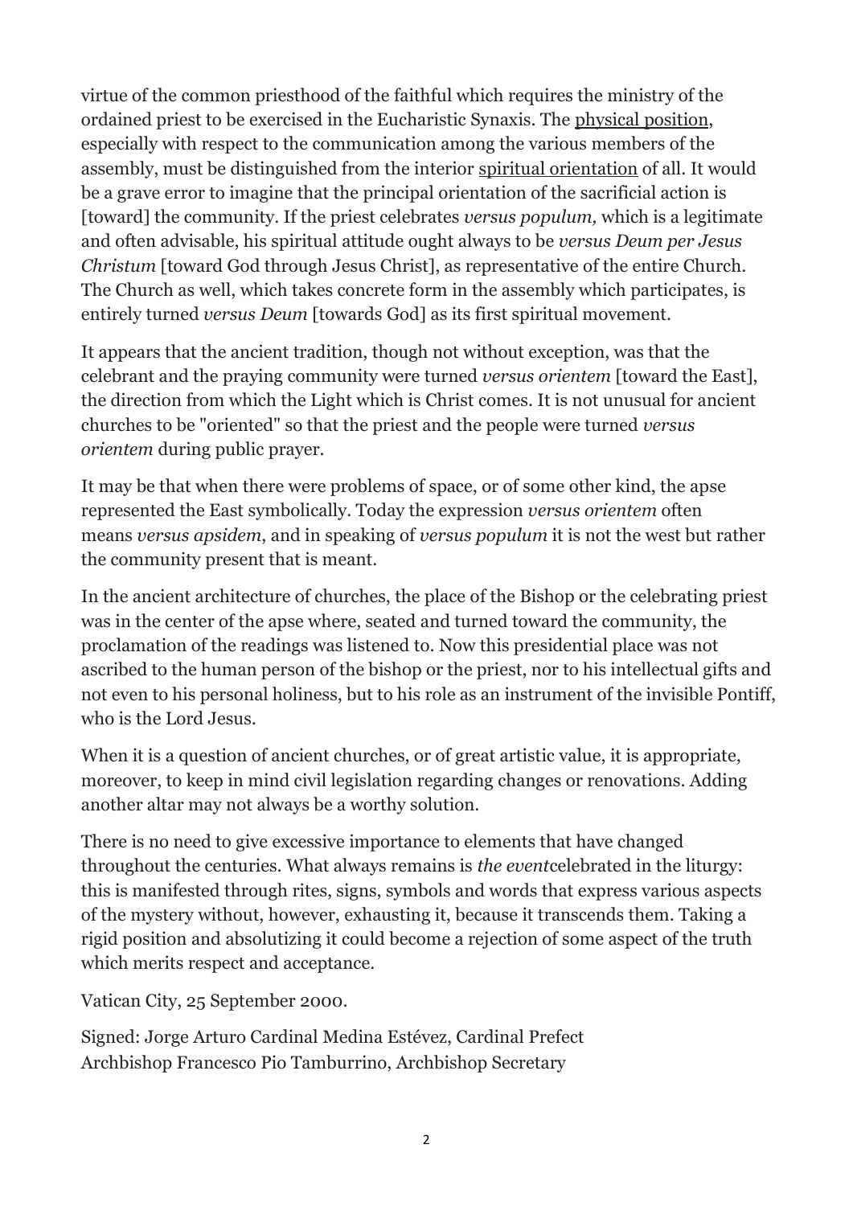virtue of the common priesthood of the faithful which requires the ministry of the ordained priest to be exercised in the Eucharistic Synaxis. The physical position, especially with respect to the communication among the various members of the assembly, must be distinguished from the interior spiritual orientation of all. It would be a grave error to imagine that the principal orientation of the sacrificial action is [toward] the community. If the priest celebrates *versus populum,* which is a legitimate and often advisable, his spiritual attitude ought always to be *versus Deum per Jesus Christum* [toward God through Jesus Christ], as representative of the entire Church. The Church as well, which takes concrete form in the assembly which participates, is entirely turned *versus Deum* [towards God] as its first spiritual movement.

It appears that the ancient tradition, though not without exception, was that the celebrant and the praying community were turned *versus orientem* [toward the East], the direction from which the Light which is Christ comes. It is not unusual for ancient churches to be "oriented" so that the priest and the people were turned *versus orientem* during public prayer.

It may be that when there were problems of space, or of some other kind, the apse represented the East symbolically. Today the expression *versus orientem* often means *versus apsidem*, and in speaking of *versus populum* it is not the west but rather the community present that is meant.

In the ancient architecture of churches, the place of the Bishop or the celebrating priest was in the center of the apse where, seated and turned toward the community, the proclamation of the readings was listened to. Now this presidential place was not ascribed to the human person of the bishop or the priest, nor to his intellectual gifts and not even to his personal holiness, but to his role as an instrument of the invisible Pontiff, who is the Lord Jesus.

When it is a question of ancient churches, or of great artistic value, it is appropriate, moreover, to keep in mind civil legislation regarding changes or renovations. Adding another altar may not always be a worthy solution.

There is no need to give excessive importance to elements that have changed throughout the centuries. What always remains is *the event*celebrated in the liturgy: this is manifested through rites, signs, symbols and words that express various aspects of the mystery without, however, exhausting it, because it transcends them. Taking a rigid position and absolutizing it could become a rejection of some aspect of the truth which merits respect and acceptance.

Vatican City, 25 September 2000.

Signed: Jorge Arturo Cardinal Medina Estévez, Cardinal Prefect
Archbishop Francesco Pio Tamburrino, Archbishop Secretary